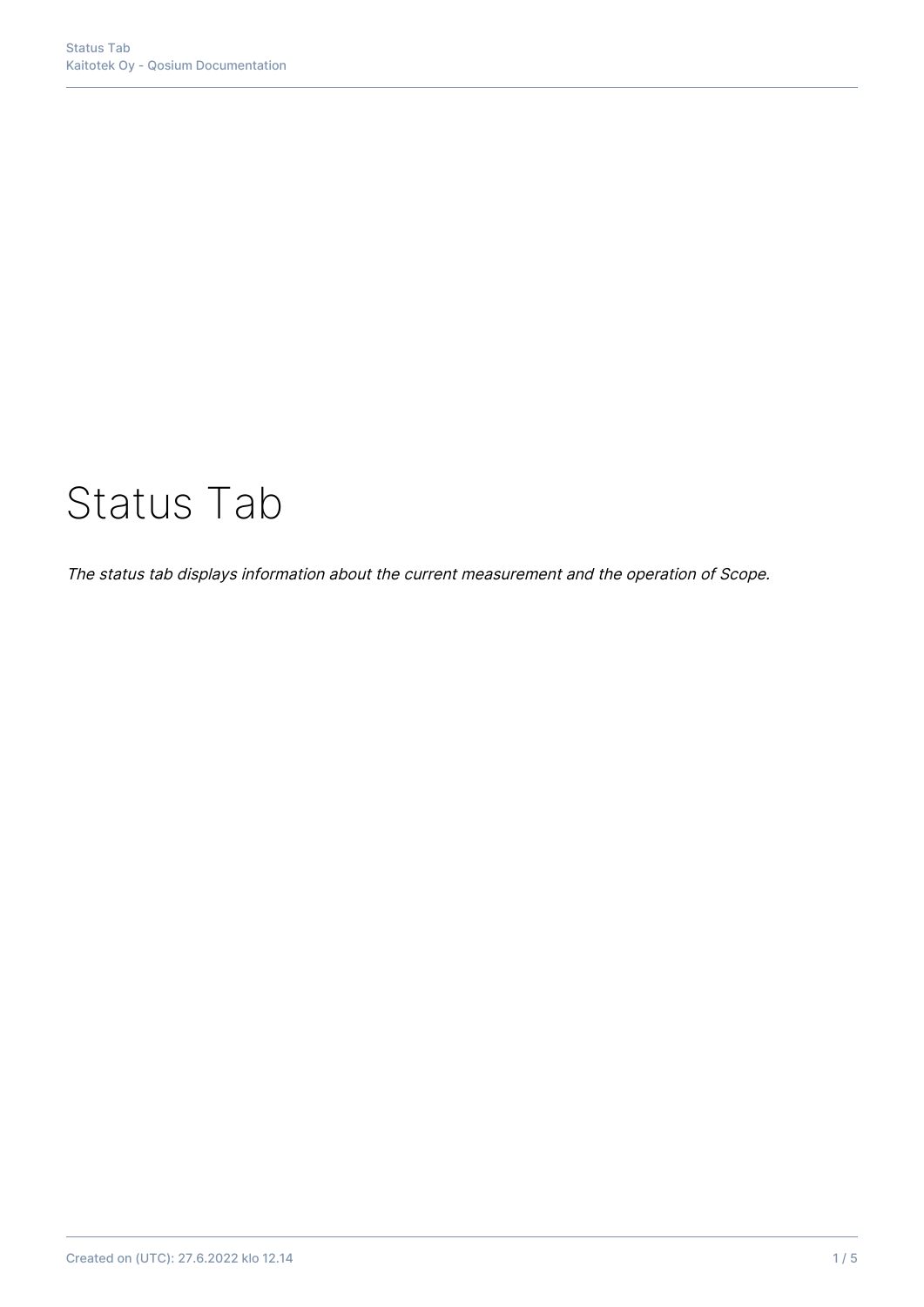# Status Tab

*The status tab displays information about the current measurement and the operation of Scope.*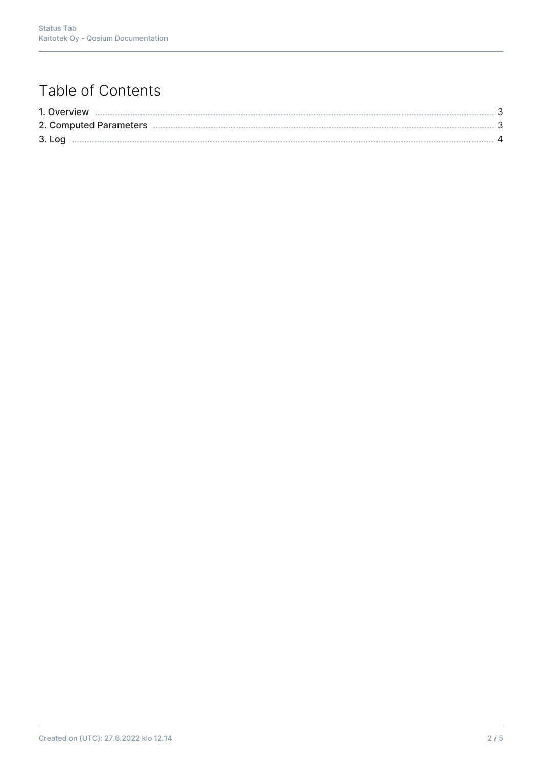# Table of Contents

1. Overview ..... 3
2. Computed Parameters ..... 3
3. Log ..... 4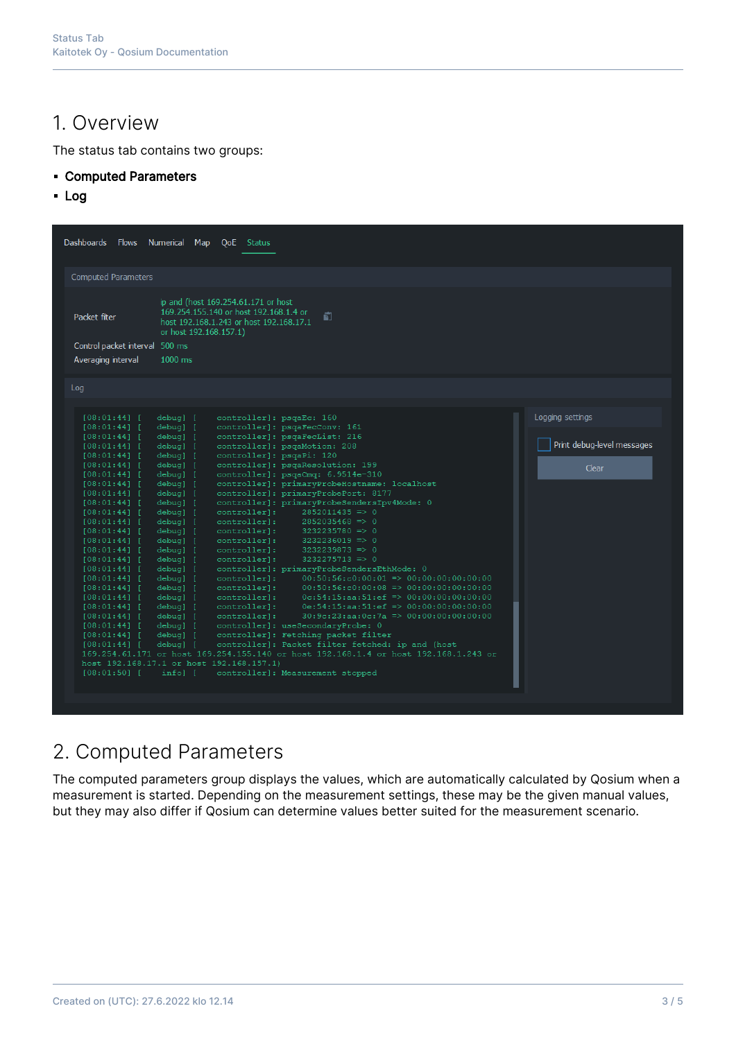# 1. Overview

The status tab contains two groups:

- **Computed Parameters**
- **Log**

# 2. Computed Parameters

The computed parameters group displays the values, which are automatically calculated by Qosium when a measurement is started. Depending on the measurement settings, these may be the given manual values, but they may also differ if Qosium can determine values better suited for the measurement scenario.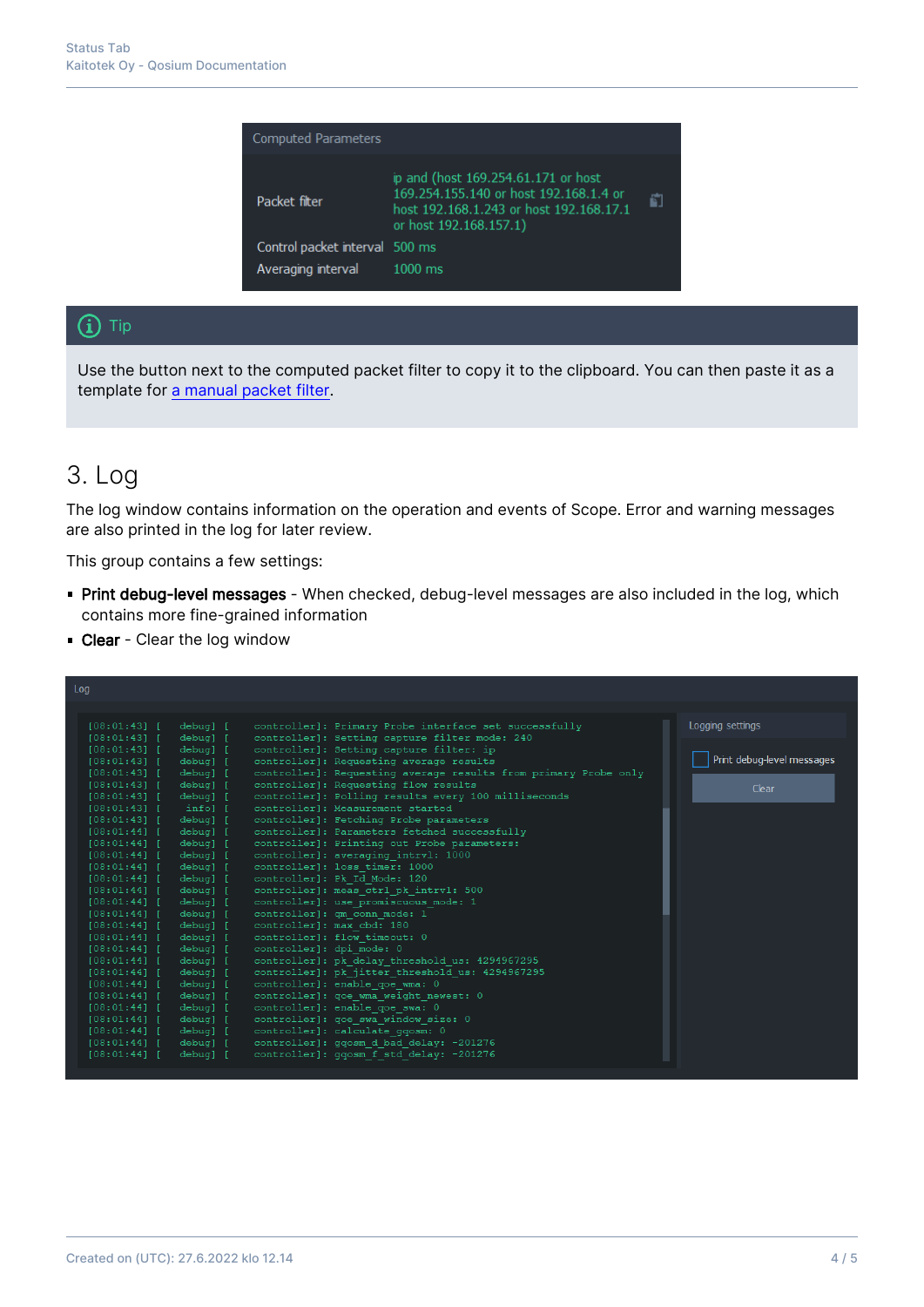| Computed Parameters | |
| --- | --- |
| Packet filter | ip and (host 169.254.61.171 or host 169.254.155.140 or host 192.168.1.4 or host 192.168.1.243 or host 192.168.17.1 or host 192.168.157.1) |
| Control packet interval | 500 ms |
| Averaging interval | 1000 ms |

> **Tip**
>
> Use the button next to the computed packet filter to copy it to the clipboard. You can then paste it as a template for a manual packet filter.

# 3. Log

The log window contains information on the operation and events of Scope. Error and warning messages are also printed in the log for later review.

This group contains a few settings:

- **Print debug-level messages** - When checked, debug-level messages are also included in the log, which contains more fine-grained information
- **Clear** - Clear the log window

```
[08:01:43] [   debug] [    controller]: Primary Probe interface set successfully
[08:01:43] [   debug] [    controller]: Setting capture filter mode: 240
[08:01:43] [   debug] [    controller]: Setting capture filter: ip
[08:01:43] [   debug] [    controller]: Requesting average results
[08:01:43] [   debug] [    controller]: Requesting average results from primary Probe only
[08:01:43] [   debug] [    controller]: Requesting flow results
[08:01:43] [   debug] [    controller]: Polling results every 100 milliseconds
[08:01:43] [    info] [    controller]: Measurement started
[08:01:43] [   debug] [    controller]: Fetching Probe parameters
[08:01:44] [   debug] [    controller]: Parameters fetched successfully
[08:01:44] [   debug] [    controller]: Printing out Probe parameters:
[08:01:44] [   debug] [    controller]: averaging_intrvl: 1000
[08:01:44] [   debug] [    controller]: loss_timer: 1000
[08:01:44] [   debug] [    controller]: Pk_Id_Mode: 120
[08:01:44] [   debug] [    controller]: meas_ctrl_pk_intrvl: 500
[08:01:44] [   debug] [    controller]: use_promiscuous_mode: 1
[08:01:44] [   debug] [    controller]: qm_conn_mode: 1
[08:01:44] [   debug] [    controller]: max_cbd: 180
[08:01:44] [   debug] [    controller]: flow_timeout: 0
[08:01:44] [   debug] [    controller]: dpi_mode: 0
[08:01:44] [   debug] [    controller]: pk_delay_threshold_us: 4294967295
[08:01:44] [   debug] [    controller]: pk_jitter_threshold_us: 4294967295
[08:01:44] [   debug] [    controller]: enable_qoe_wma: 0
[08:01:44] [   debug] [    controller]: qoe_wma_weight_newest: 0
[08:01:44] [   debug] [    controller]: enable_qoe_swa: 0
[08:01:44] [   debug] [    controller]: qoe_swa_window_size: 0
[08:01:44] [   debug] [    controller]: calculate_gqosm: 0
[08:01:44] [   debug] [    controller]: gqosm_d_bad_delay: -201276
[08:01:44] [   debug] [    controller]: gqosm_f_std_delay: -201276
```

Logging settings

- [ ] Print debug-level messages

Clear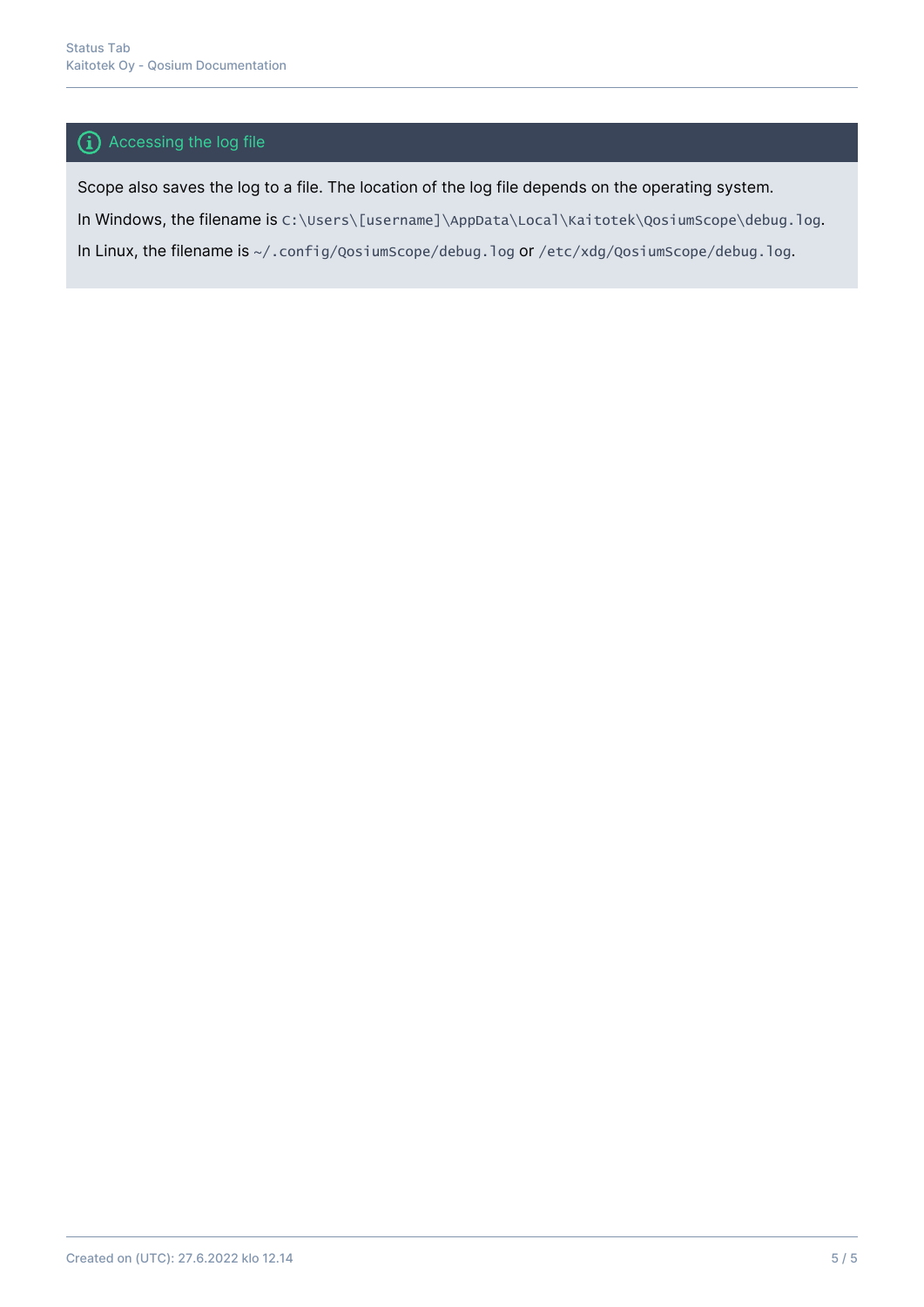> **Accessing the log file**
>
> Scope also saves the log to a file. The location of the log file depends on the operating system.
>
> In Windows, the filename is `C:\Users\[username]\AppData\Local\Kaitotek\QosiumScope\debug.log`.
>
> In Linux, the filename is `~/.config/QosiumScope/debug.log` or `/etc/xdg/QosiumScope/debug.log`.